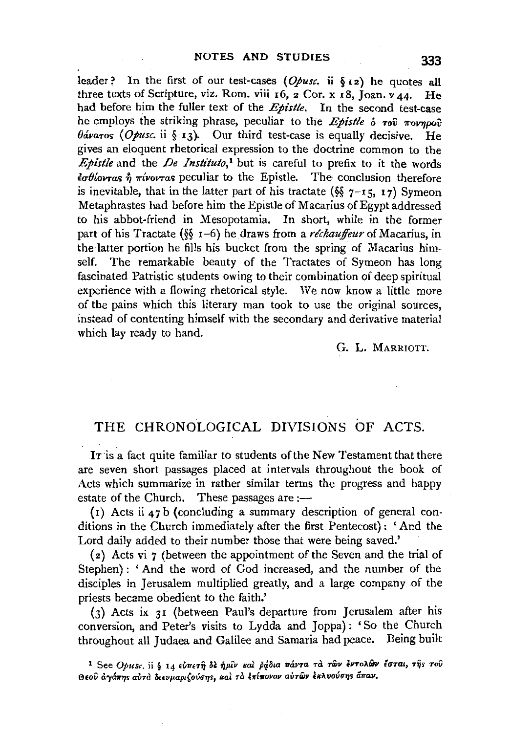leader? In the first of our test-cases (*Opusc.* ii § 12) he quotes all three texts of Scripture, viz. Rom. viii 16, 2 Cor. x 18, Joan. v 44. He had before him the fuller text of the *Epistle*. In the second test-case he employs the striking phrase, peculiar to the *Epistle* ὁ τοῦ πονηροῦ θάνατος (*Opusc.* ii § 13). Our third test-case is equally decisive. He gives an eloquent rhetorical expression to the doctrine common to the *Epistle* and the *De Instituto*,[1] but is careful to prefix to it the words ἐσθίοντας ἢ πίνοντας peculiar to the Epistle. The conclusion therefore is inevitable, that in the latter part of his tractate (§§ 7–15, 17) Symeon Metaphrastes had before him the Epistle of Macarius of Egypt addressed to his abbot-friend in Mesopotamia. In short, while in the former part of his Tractate (§§ 1–6) he draws from a *réchauffeur* of Macarius, in the latter portion he fills his bucket from the spring of Macarius himself. The remarkable beauty of the Tractates of Symeon has long fascinated Patristic students owing to their combination of deep spiritual experience with a flowing rhetorical style. We now know a little more of the pains which this literary man took to use the original sources, instead of contenting himself with the secondary and derivative material which lay ready to hand.

G. L. MARRIOTT.

## THE CHRONOLOGICAL DIVISIONS OF ACTS.

IT is a fact quite familiar to students of the New Testament that there are seven short passages placed at intervals throughout the book of Acts which summarize in rather similar terms the progress and happy estate of the Church. These passages are :—

(1) Acts ii 47 b (concluding a summary description of general conditions in the Church immediately after the first Pentecost): 'And the Lord daily added to their number those that were being saved.'

(2) Acts vi 7 (between the appointment of the Seven and the trial of Stephen): 'And the word of God increased, and the number of the disciples in Jerusalem multiplied greatly, and a large company of the priests became obedient to the faith.'

(3) Acts ix 31 (between Paul's departure from Jerusalem after his conversion, and Peter's visits to Lydda and Joppa): 'So the Church throughout all Judaea and Galilee and Samaria had peace. Being built

[1] See *Opusc.* ii § 14 εὐπετῆ δὲ ἡμῖν καὶ ῥᾴδια πάντα τὰ τῶν ἐντολῶν ἔσται, τῆς τοῦ Θεοῦ ἀγάπης αὐτὰ διευμαριζούσης, καὶ τὸ ἐπίπονον αὐτῶν ἐκλυούσης ἅπαν.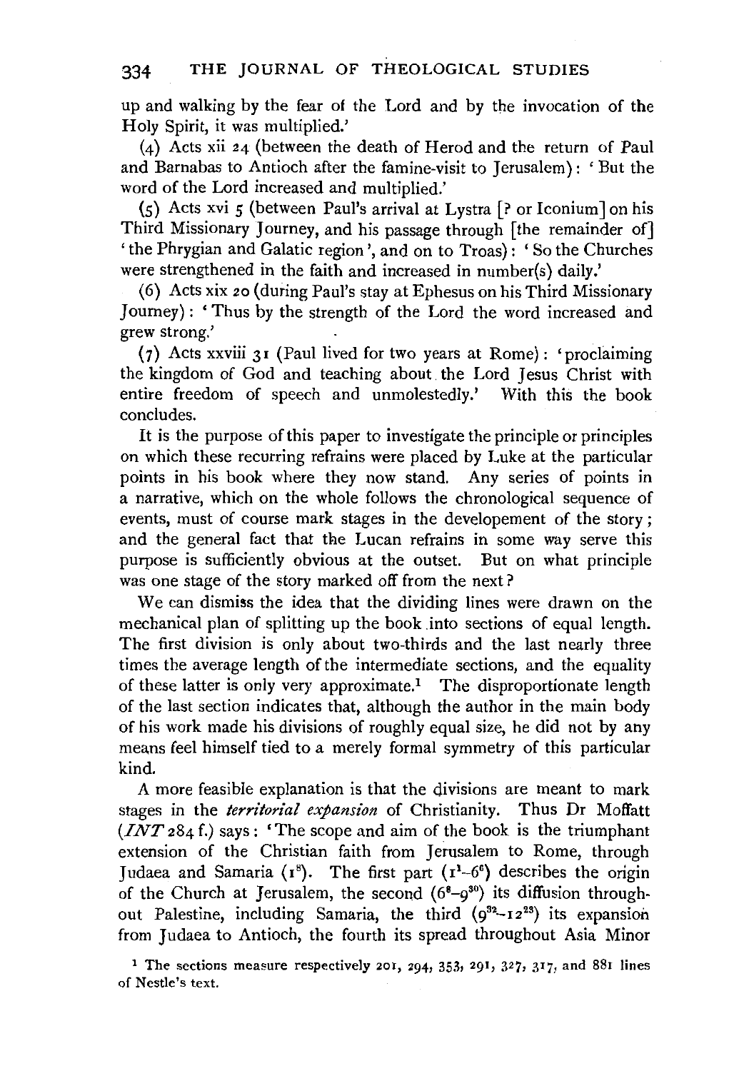up and walking by the fear of the Lord and by the invocation of the Holy Spirit, it was multiplied.'

(4) Acts xii 24 (between the death of Herod and the return of Paul and Barnabas to Antioch after the famine-visit to Jerusalem): 'But the word of the Lord increased and multiplied.'

(5) Acts xvi 5 (between Paul's arrival at Lystra [? or Iconium] on his Third Missionary Journey, and his passage through [the remainder of] 'the Phrygian and Galatic region', and on to Troas): 'So the Churches were strengthened in the faith and increased in number(s) daily.'

(6) Acts xix 20 (during Paul's stay at Ephesus on his Third Missionary Journey): 'Thus by the strength of the Lord the word increased and grew strong.'

(7) Acts xxviii 31 (Paul lived for two years at Rome): 'proclaiming the kingdom of God and teaching about the Lord Jesus Christ with entire freedom of speech and unmolestedly.' With this the book concludes.

It is the purpose of this paper to investigate the principle or principles on which these recurring refrains were placed by Luke at the particular points in his book where they now stand. Any series of points in a narrative, which on the whole follows the chronological sequence of events, must of course mark stages in the developement of the story; and the general fact that the Lucan refrains in some way serve this purpose is sufficiently obvious at the outset. But on what principle was one stage of the story marked off from the next?

We can dismiss the idea that the dividing lines were drawn on the mechanical plan of splitting up the book into sections of equal length. The first division is only about two-thirds and the last nearly three times the average length of the intermediate sections, and the equality of these latter is only very approximate.[1] The disproportionate length of the last section indicates that, although the author in the main body of his work made his divisions of roughly equal size, he did not by any means feel himself tied to a merely formal symmetry of this particular kind.

A more feasible explanation is that the divisions are meant to mark stages in the *territorial expansion* of Christianity. Thus Dr Moffatt (*INT* 284 f.) says: 'The scope and aim of the book is the triumphant extension of the Christian faith from Jerusalem to Rome, through Judaea and Samaria ($1^{8}$). The first part ($1^{1}$–$6^{6}$) describes the origin of the Church at Jerusalem, the second ($6^{8}$–$9^{30}$) its diffusion throughout Palestine, including Samaria, the third ($9^{32}$–$12^{25}$) its expansion from Judaea to Antioch, the fourth its spread throughout Asia Minor

[1] The sections measure respectively 201, 294, 353, 291, 327, 317, and 881 lines of Nestle's text.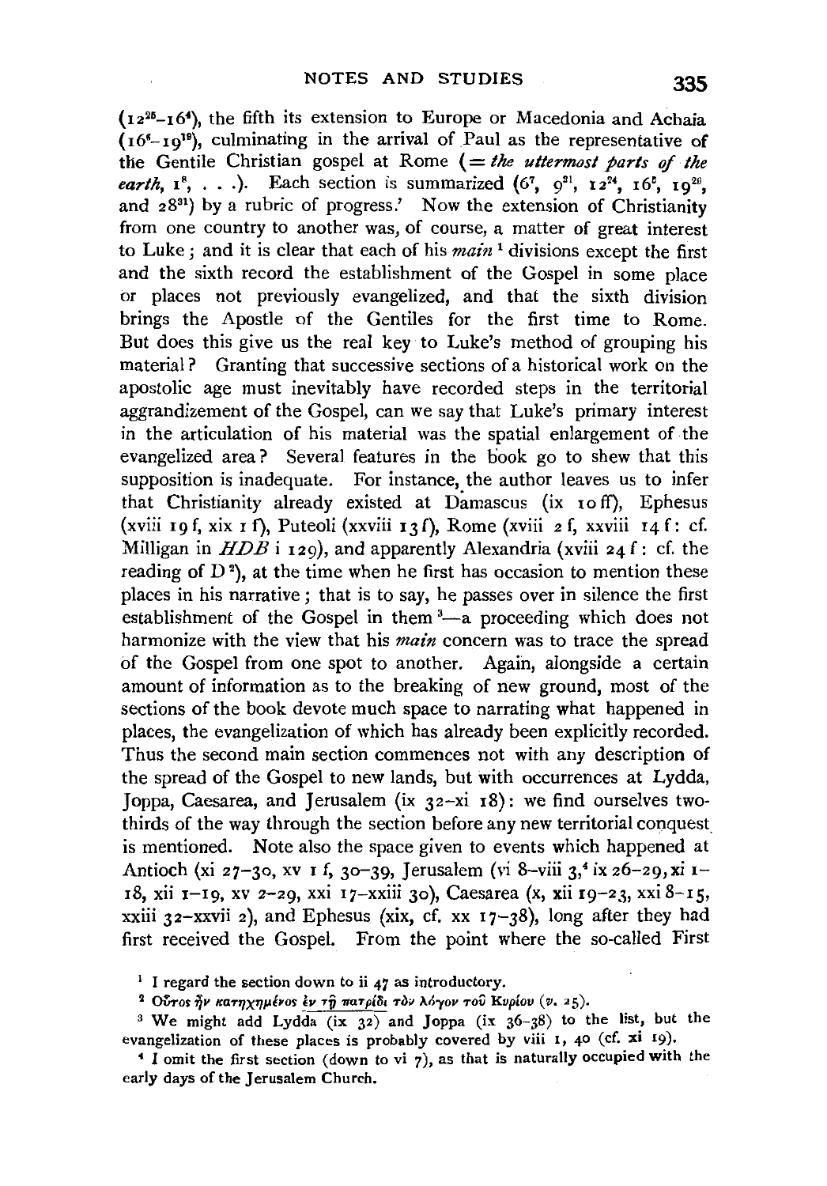($12^{26}$–$16^{4}$), the fifth its extension to Europe or Macedonia and Achaia ($16^{6}$–$19^{19}$), culminating in the arrival of Paul as the representative of the Gentile Christian gospel at Rome (= *the uttermost parts of the earth*, $1^{8}$, . . .). Each section is summarized ($6^{7}$, $9^{31}$, $12^{24}$, $16^{5}$, $19^{20}$, and $28^{31}$) by a rubric of progress.' Now the extension of Christianity from one country to another was, of course, a matter of great interest to Luke; and it is clear that each of his *main* [1] divisions except the first and the sixth record the establishment of the Gospel in some place or places not previously evangelized, and that the sixth division brings the Apostle of the Gentiles for the first time to Rome. But does this give us the real key to Luke's method of grouping his material? Granting that successive sections of a historical work on the apostolic age must inevitably have recorded steps in the territorial aggrandizement of the Gospel, can we say that Luke's primary interest in the articulation of his material was the spatial enlargement of the evangelized area? Several features in the book go to shew that this supposition is inadequate. For instance, the author leaves us to infer that Christianity already existed at Damascus (ix 10 ff), Ephesus (xviii 19 f, xix 1 f), Puteoli (xxviii 13 f), Rome (xviii 2 f, xxviii 14 f: cf. Milligan in *HDB* i 129), and apparently Alexandria (xviii 24 f: cf. the reading of D [2]), at the time when he first has occasion to mention these places in his narrative; that is to say, he passes over in silence the first establishment of the Gospel in them [3]—a proceeding which does not harmonize with the view that his *main* concern was to trace the spread of the Gospel from one spot to another. Again, alongside a certain amount of information as to the breaking of new ground, most of the sections of the book devote much space to narrating what happened in places, the evangelization of which has already been explicitly recorded. Thus the second main section commences not with any description of the spread of the Gospel to new lands, but with occurrences at Lydda, Joppa, Caesarea, and Jerusalem (ix 32–xi 18): we find ourselves two-thirds of the way through the section before any new territorial conquest is mentioned. Note also the space given to events which happened at Antioch (xi 27–30, xv 1 f, 30–39, Jerusalem (vi 8–viii 3,[4] ix 26–29, xi 1–18, xii 1–19, xv 2–29, xxi 17–xxiii 30), Caesarea (x, xii 19–23, xxi 8–15, xxiii 32–xxvii 2), and Ephesus (xix, cf. xx 17–38), long after they had first received the Gospel. From the point where the so-called First

[1] I regard the section down to ii 47 as introductory.

[2] Οὗτος ἦν κατηχημένος ἐν τῇ πατρίδι τὸν λόγον τοῦ Κυρίου (*v.* 25).

[3] We might add Lydda (ix 32) and Joppa (ix 36–38) to the list, but the evangelization of these places is probably covered by viii 1, 40 (cf. xi 19).

[4] I omit the first section (down to vi 7), as that is naturally occupied with the early days of the Jerusalem Church.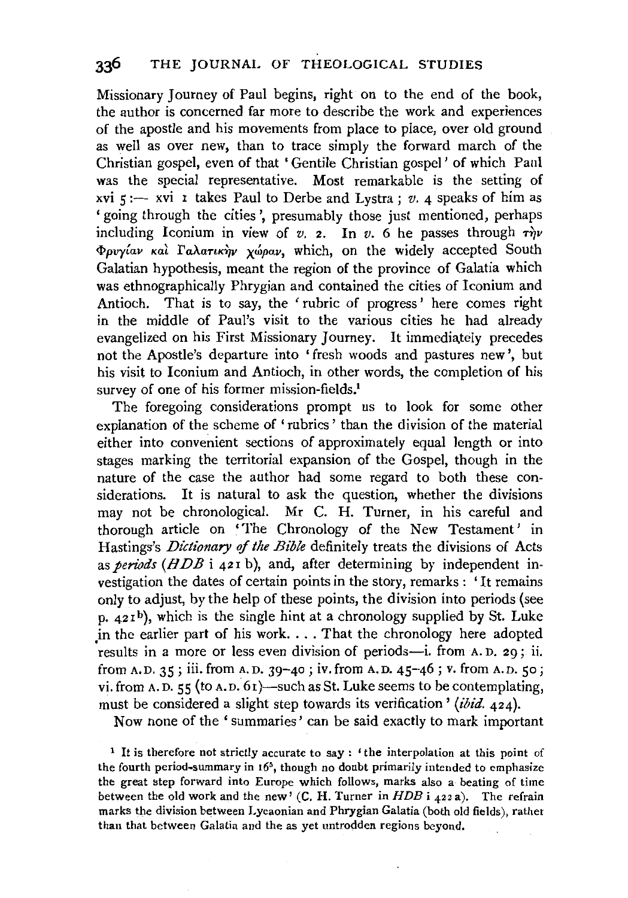Missionary Journey of Paul begins, right on to the end of the book, the author is concerned far more to describe the work and experiences of the apostle and his movements from place to place, over old ground as well as over new, than to trace simply the forward march of the Christian gospel, even of that 'Gentile Christian gospel' of which Paul was the special representative. Most remarkable is the setting of xvi 5:— xvi 1 takes Paul to Derbe and Lystra; *v.* 4 speaks of him as 'going through the cities', presumably those just mentioned, perhaps including Iconium in view of *v.* 2. In *v.* 6 he passes through τὴν Φρυγίαν καὶ Γαλατικὴν χώραν, which, on the widely accepted South Galatian hypothesis, meant the region of the province of Galatia which was ethnographically Phrygian and contained the cities of Iconium and Antioch. That is to say, the 'rubric of progress' here comes right in the middle of Paul's visit to the various cities he had already evangelized on his First Missionary Journey. It immediately precedes not the Apostle's departure into 'fresh woods and pastures new', but his visit to Iconium and Antioch, in other words, the completion of his survey of one of his former mission-fields.[1]

The foregoing considerations prompt us to look for some other explanation of the scheme of 'rubrics' than the division of the material either into convenient sections of approximately equal length or into stages marking the territorial expansion of the Gospel, though in the nature of the case the author had some regard to both these considerations. It is natural to ask the question, whether the divisions may not be chronological. Mr C. H. Turner, in his careful and thorough article on 'The Chronology of the New Testament' in Hastings's *Dictionary of the Bible* definitely treats the divisions of Acts as *periods* (*HDB* i 421 b), and, after determining by independent investigation the dates of certain points in the story, remarks: 'It remains only to adjust, by the help of these points, the division into periods (see p. 421[b]), which is the single hint at a chronology supplied by St. Luke in the earlier part of his work. . . . That the chronology here adopted results in a more or less even division of periods—i. from A.D. 29; ii. from A.D. 35; iii. from A.D. 39–40; iv. from A.D. 45–46; v. from A.D. 50; vi. from A.D. 55 (to A.D. 61)—such as St. Luke seems to be contemplating, must be considered a slight step towards its verification' (*ibid.* 424).

Now none of the 'summaries' can be said exactly to mark important

[1] It is therefore not strictly accurate to say: 'the interpolation at this point of the fourth period-summary in 16[5], though no doubt primarily intended to emphasize the great step forward into Europe which follows, marks also a beating of time between the old work and the new' (C. H. Turner in *HDB* i 422 a). The refrain marks the division between Lycaonian and Phrygian Galatia (both old fields), rather than that between Galatia and the as yet untrodden regions beyond.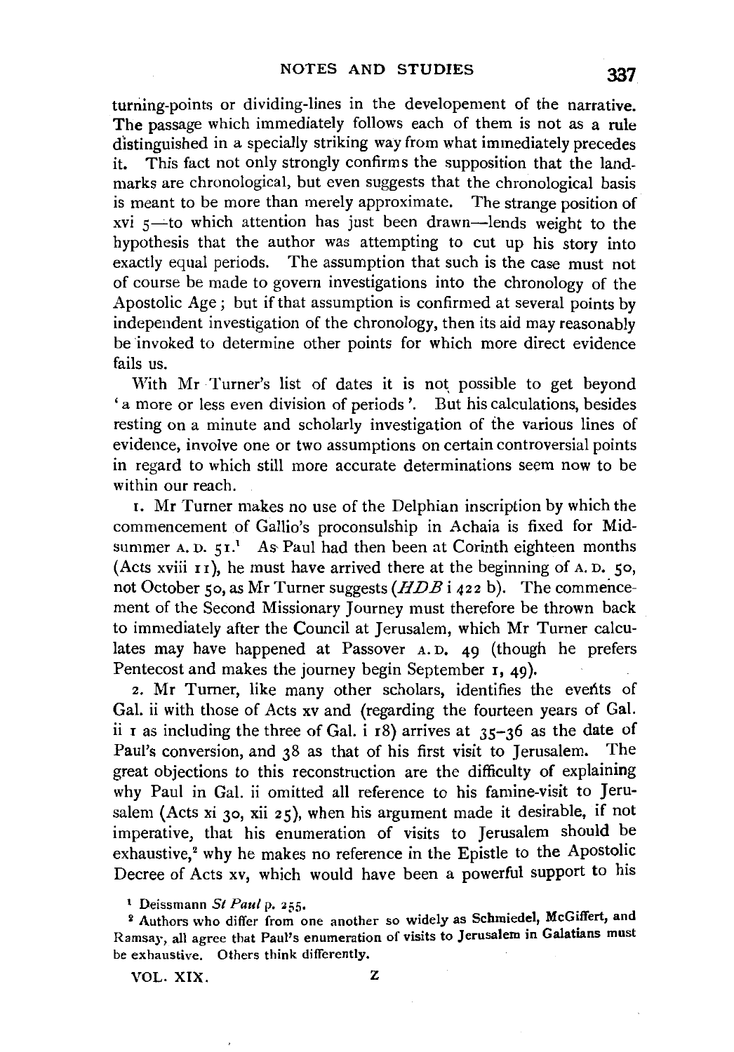turning-points or dividing-lines in the developement of the narrative. The passage which immediately follows each of them is not as a rule distinguished in a specially striking way from what immediately precedes it. This fact not only strongly confirms the supposition that the landmarks are chronological, but even suggests that the chronological basis is meant to be more than merely approximate. The strange position of xvi 5—to which attention has just been drawn—lends weight to the hypothesis that the author was attempting to cut up his story into exactly equal periods. The assumption that such is the case must not of course be made to govern investigations into the chronology of the Apostolic Age; but if that assumption is confirmed at several points by independent investigation of the chronology, then its aid may reasonably be invoked to determine other points for which more direct evidence fails us.

With Mr Turner's list of dates it is not possible to get beyond 'a more or less even division of periods'. But his calculations, besides resting on a minute and scholarly investigation of the various lines of evidence, involve one or two assumptions on certain controversial points in regard to which still more accurate determinations seem now to be within our reach.

1. Mr Turner makes no use of the Delphian inscription by which the commencement of Gallio's proconsulship in Achaia is fixed for Midsummer A. D. 51.[1] As Paul had then been at Corinth eighteen months (Acts xviii 11), he must have arrived there at the beginning of A. D. 50, not October 50, as Mr Turner suggests (*HDB* i 422 b). The commencement of the Second Missionary Journey must therefore be thrown back to immediately after the Council at Jerusalem, which Mr Turner calculates may have happened at Passover A. D. 49 (though he prefers Pentecost and makes the journey begin September 1, 49).

2. Mr Turner, like many other scholars, identifies the events of Gal. ii with those of Acts xv and (regarding the fourteen years of Gal. ii 1 as including the three of Gal. i 18) arrives at 35–36 as the date of Paul's conversion, and 38 as that of his first visit to Jerusalem. The great objections to this reconstruction are the difficulty of explaining why Paul in Gal. ii omitted all reference to his famine-visit to Jerusalem (Acts xi 30, xii 25), when his argument made it desirable, if not imperative, that his enumeration of visits to Jerusalem should be exhaustive,[2] why he makes no reference in the Epistle to the Apostolic Decree of Acts xv, which would have been a powerful support to his

[1] Deissmann *St Paul* p. 255.

[2] Authors who differ from one another so widely as Schmiedel, McGiffert, and Ramsay, all agree that Paul's enumeration of visits to Jerusalem in Galatians must be exhaustive. Others think differently.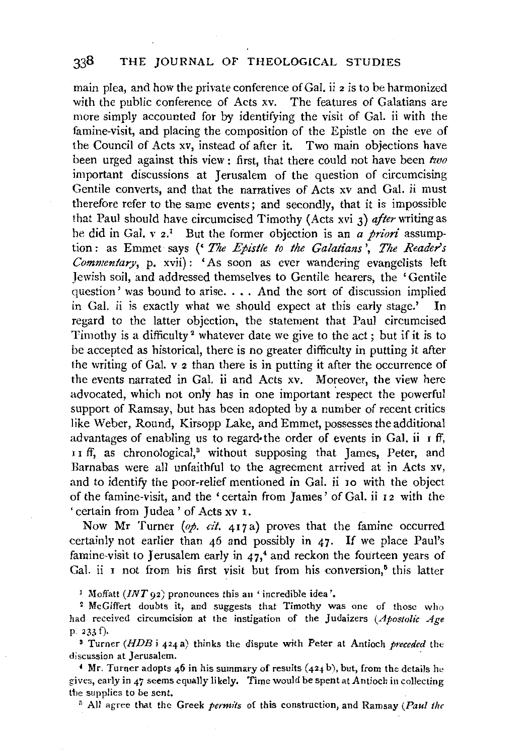main plea, and how the private conference of Gal. ii 2 is to be harmonized with the public conference of Acts xv. The features of Galatians are more simply accounted for by identifying the visit of Gal. ii with the famine-visit, and placing the composition of the Epistle on the eve of the Council of Acts xv, instead of after it. Two main objections have been urged against this view: first, that there could not have been *two* important discussions at Jerusalem of the question of circumcising Gentile converts, and that the narratives of Acts xv and Gal. ii must therefore refer to the same events; and secondly, that it is impossible that Paul should have circumcised Timothy (Acts xvi 3) *after* writing as he did in Gal. v 2.[1] But the former objection is an *a priori* assumption: as Emmet says ('*The Epistle to the Galatians*', *The Reader's Commentary*, p. xvii): 'As soon as ever wandering evangelists left Jewish soil, and addressed themselves to Gentile hearers, the 'Gentile question' was bound to arise. . . . And the sort of discussion implied in Gal. ii is exactly what we should expect at this early stage.' In regard to the latter objection, the statement that Paul circumcised Timothy is a difficulty[2] whatever date we give to the act; but if it is to be accepted as historical, there is no greater difficulty in putting it after the writing of Gal. v 2 than there is in putting it after the occurrence of the events narrated in Gal. ii and Acts xv. Moreover, the view here advocated, which not only has in one important respect the powerful support of Ramsay, but has been adopted by a number of recent critics like Weber, Round, Kirsopp Lake, and Emmet, possesses the additional advantages of enabling us to regard the order of events in Gal. ii 1 ff, 11 ff, as chronological,[3] without supposing that James, Peter, and Barnabas were all unfaithful to the agreement arrived at in Acts xv, and to identify the poor-relief mentioned in Gal. ii 10 with the object of the famine-visit, and the 'certain from James' of Gal. ii 12 with the 'certain from Judea' of Acts xv 1.

Now Mr Turner (*op. cit.* 417 a) proves that the famine occurred certainly not earlier than 46 and possibly in 47. If we place Paul's famine-visit to Jerusalem early in 47,[4] and reckon the fourteen years of Gal. ii 1 not from his first visit but from his conversion,[5] this latter

[1] Moffatt (*INT* 92) pronounces this an 'incredible idea'.

[2] McGiffert doubts it, and suggests that Timothy was one of those who had received circumcision at the instigation of the Judaizers (*Apostolic Age* p. 233 f).

[3] Turner (*HDB* i 424 a) thinks the dispute with Peter at Antioch *preceded* the discussion at Jerusalem.

[4] Mr. Turner adopts 46 in his summary of results (424 b), but, from the details he gives, early in 47 seems equally likely. Time would be spent at Antioch in collecting the supplies to be sent.

[5] All agree that the Greek *permits* of this construction, and Ramsay (*Paul the*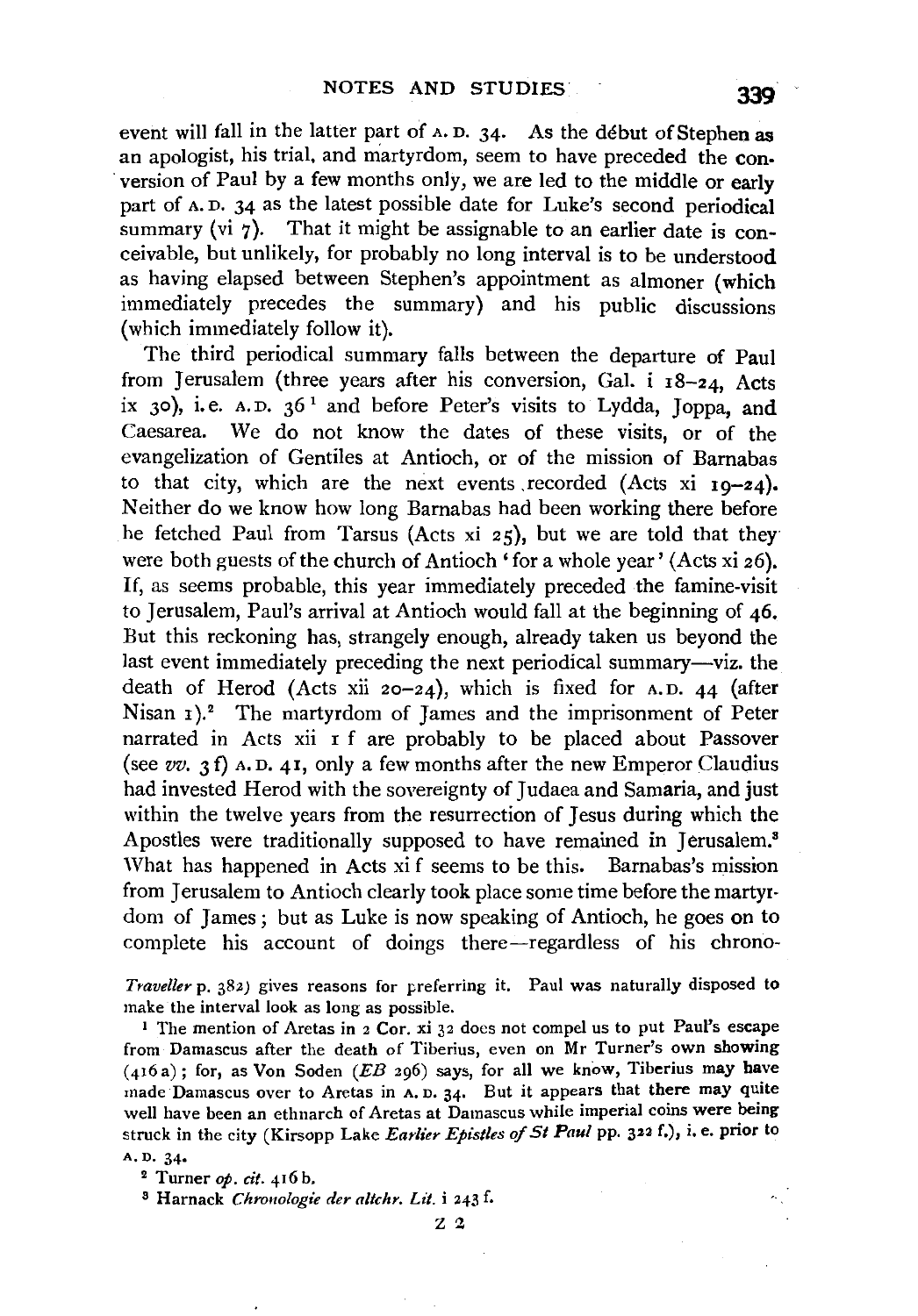event will fall in the latter part of A.D. 34. As the début of Stephen as an apologist, his trial, and martyrdom, seem to have preceded the conversion of Paul by a few months only, we are led to the middle or early part of A.D. 34 as the latest possible date for Luke's second periodical summary (vi 7). That it might be assignable to an earlier date is conceivable, but unlikely, for probably no long interval is to be understood as having elapsed between Stephen's appointment as almoner (which immediately precedes the summary) and his public discussions (which immediately follow it).

The third periodical summary falls between the departure of Paul from Jerusalem (three years after his conversion, Gal. i 18–24, Acts ix 30), i.e. A.D. 36 [1] and before Peter's visits to Lydda, Joppa, and Caesarea. We do not know the dates of these visits, or of the evangelization of Gentiles at Antioch, or of the mission of Barnabas to that city, which are the next events recorded (Acts xi 19–24). Neither do we know how long Barnabas had been working there before he fetched Paul from Tarsus (Acts xi 25), but we are told that they were both guests of the church of Antioch 'for a whole year' (Acts xi 26). If, as seems probable, this year immediately preceded the famine-visit to Jerusalem, Paul's arrival at Antioch would fall at the beginning of 46. But this reckoning has, strangely enough, already taken us beyond the last event immediately preceding the next periodical summary—viz. the death of Herod (Acts xii 20–24), which is fixed for A.D. 44 (after Nisan 1).[2] The martyrdom of James and the imprisonment of Peter narrated in Acts xii 1 f are probably to be placed about Passover (see *vv.* 3 f) A.D. 41, only a few months after the new Emperor Claudius had invested Herod with the sovereignty of Judaea and Samaria, and just within the twelve years from the resurrection of Jesus during which the Apostles were traditionally supposed to have remained in Jerusalem.[3] What has happened in Acts xi f seems to be this. Barnabas's mission from Jerusalem to Antioch clearly took place some time before the martyrdom of James; but as Luke is now speaking of Antioch, he goes on to complete his account of doings there—regardless of his chrono-

*Traveller* p. 382) gives reasons for preferring it. Paul was naturally disposed to make the interval look as long as possible.

[1] The mention of Aretas in 2 Cor. xi 32 does not compel us to put Paul's escape from Damascus after the death of Tiberius, even on Mr Turner's own showing (416 a); for, as Von Soden (*EB* 296) says, for all we know, Tiberius may have made Damascus over to Aretas in A.D. 34. But it appears that there may quite well have been an ethnarch of Aretas at Damascus while imperial coins were being struck in the city (Kirsopp Lake *Earlier Epistles of St Paul* pp. 322 f.), i.e. prior to A.D. 34.

[2] Turner *op. cit.* 416 b.

[3] Harnack *Chronologie der altchr. Lit.* i 243 f.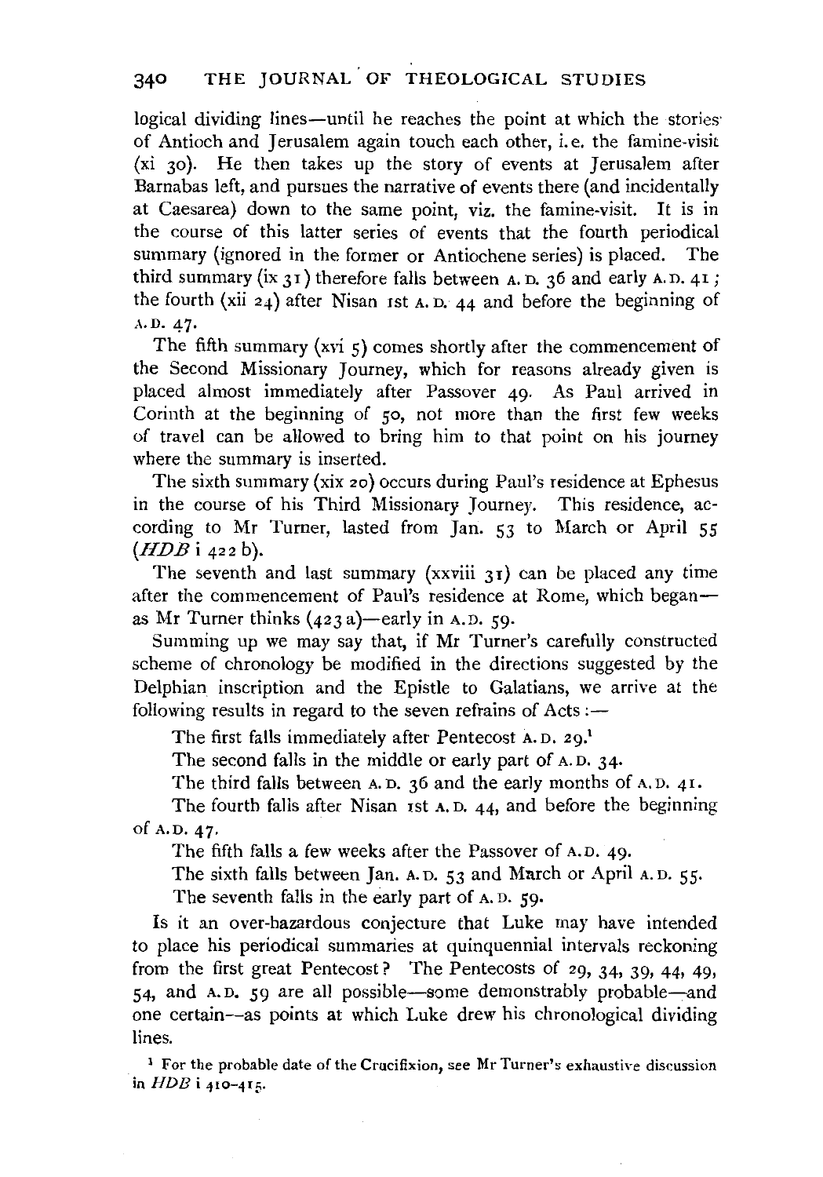logical dividing lines—until he reaches the point at which the stories of Antioch and Jerusalem again touch each other, i.e. the famine-visit (xi 30). He then takes up the story of events at Jerusalem after Barnabas left, and pursues the narrative of events there (and incidentally at Caesarea) down to the same point, viz. the famine-visit. It is in the course of this latter series of events that the fourth periodical summary (ignored in the former or Antiochene series) is placed. The third summary (ix 31) therefore falls between A. D. 36 and early A. D. 41; the fourth (xii 24) after Nisan 1st A. D. 44 and before the beginning of A. D. 47.

The fifth summary (xvi 5) comes shortly after the commencement of the Second Missionary Journey, which for reasons already given is placed almost immediately after Passover 49. As Paul arrived in Corinth at the beginning of 50, not more than the first few weeks of travel can be allowed to bring him to that point on his journey where the summary is inserted.

The sixth summary (xix 20) occurs during Paul's residence at Ephesus in the course of his Third Missionary Journey. This residence, according to Mr Turner, lasted from Jan. 53 to March or April 55 (*HDB* i 422 b).

The seventh and last summary (xxviii 31) can be placed any time after the commencement of Paul's residence at Rome, which began—as Mr Turner thinks (423 a)—early in A. D. 59.

Summing up we may say that, if Mr Turner's carefully constructed scheme of chronology be modified in the directions suggested by the Delphian inscription and the Epistle to Galatians, we arrive at the following results in regard to the seven refrains of Acts:—

The first falls immediately after Pentecost A. D. 29.[1]

The second falls in the middle or early part of A. D. 34.

The third falls between A. D. 36 and the early months of A. D. 41.

The fourth falls after Nisan 1st A. D. 44, and before the beginning of A. D. 47.

The fifth falls a few weeks after the Passover of A. D. 49.

The sixth falls between Jan. A. D. 53 and March or April A. D. 55.

The seventh falls in the early part of A. D. 59.

Is it an over-hazardous conjecture that Luke may have intended to place his periodical summaries at quinquennial intervals reckoning from the first great Pentecost? The Pentecosts of 29, 34, 39, 44, 49, 54, and A. D. 59 are all possible—some demonstrably probable—and one certain—as points at which Luke drew his chronological dividing lines.

[1] For the probable date of the Crucifixion, see Mr Turner's exhaustive discussion in *HDB* i 410–415.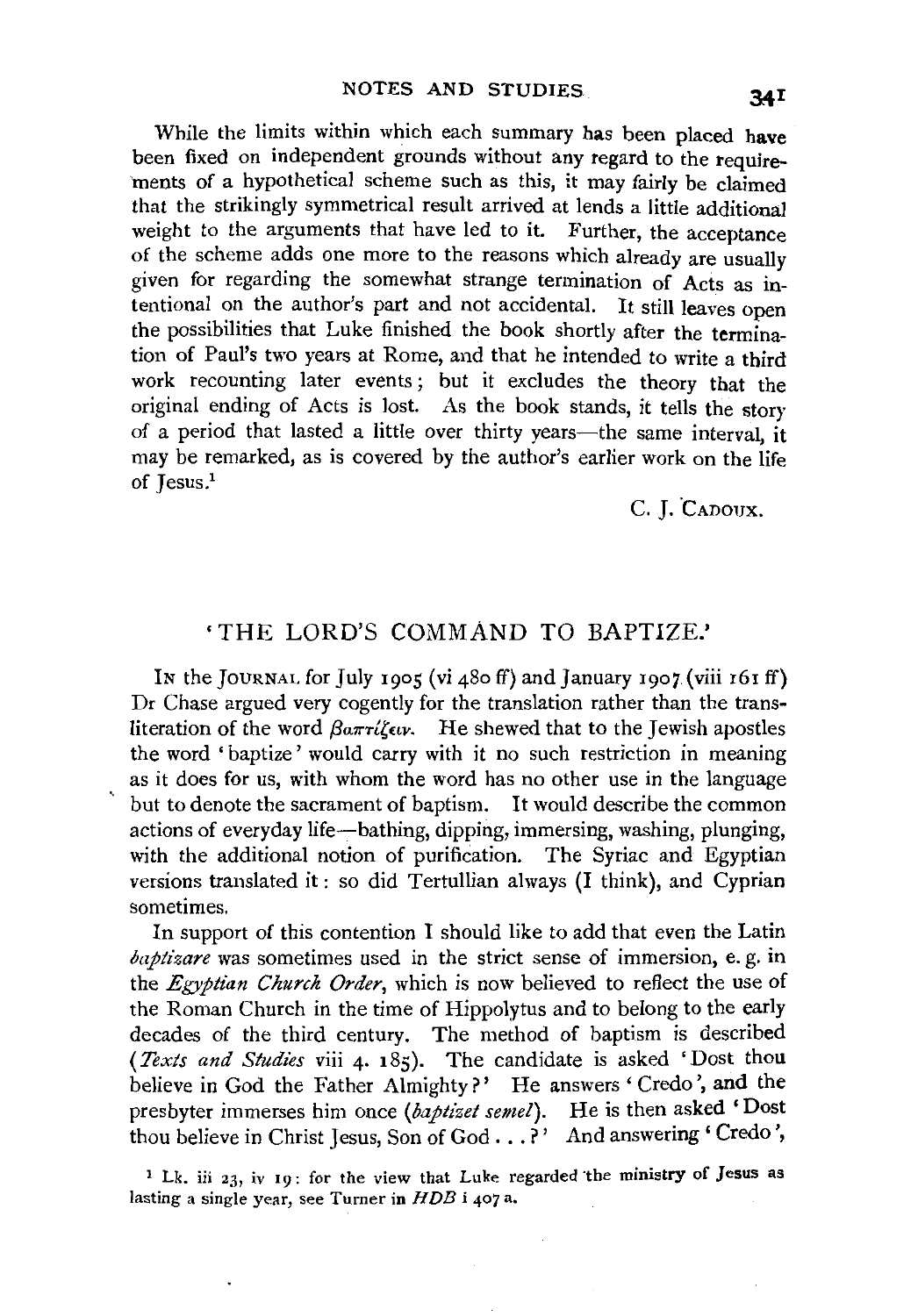While the limits within which each summary has been placed have been fixed on independent grounds without any regard to the requirements of a hypothetical scheme such as this, it may fairly be claimed that the strikingly symmetrical result arrived at lends a little additional weight to the arguments that have led to it. Further, the acceptance of the scheme adds one more to the reasons which already are usually given for regarding the somewhat strange termination of Acts as intentional on the author's part and not accidental. It still leaves open the possibilities that Luke finished the book shortly after the termination of Paul's two years at Rome, and that he intended to write a third work recounting later events; but it excludes the theory that the original ending of Acts is lost. As the book stands, it tells the story of a period that lasted a little over thirty years—the same interval, it may be remarked, as is covered by the author's earlier work on the life of Jesus.[1]

C. J. CADOUX.

## 'THE LORD'S COMMAND TO BAPTIZE.'

IN the JOURNAL for July 1905 (vi 480 ff) and January 1907 (viii 161 ff) Dr Chase argued very cogently for the translation rather than the transliteration of the word βαπτίζειν. He shewed that to the Jewish apostles the word 'baptize' would carry with it no such restriction in meaning as it does for us, with whom the word has no other use in the language but to denote the sacrament of baptism. It would describe the common actions of everyday life—bathing, dipping, immersing, washing, plunging, with the additional notion of purification. The Syriac and Egyptian versions translated it: so did Tertullian always (I think), and Cyprian sometimes.

In support of this contention I should like to add that even the Latin *baptizare* was sometimes used in the strict sense of immersion, e. g. in the *Egyptian Church Order*, which is now believed to reflect the use of the Roman Church in the time of Hippolytus and to belong to the early decades of the third century. The method of baptism is described (*Texts and Studies* viii 4. 185). The candidate is asked 'Dost thou believe in God the Father Almighty?' He answers 'Credo', and the presbyter immerses him once (*baptizet semel*). He is then asked 'Dost thou believe in Christ Jesus, Son of God . . . ?' And answering 'Credo',

[1] Lk. iii 23, iv 19: for the view that Luke regarded the ministry of Jesus as lasting a single year, see Turner in *HDB* i 407 a.